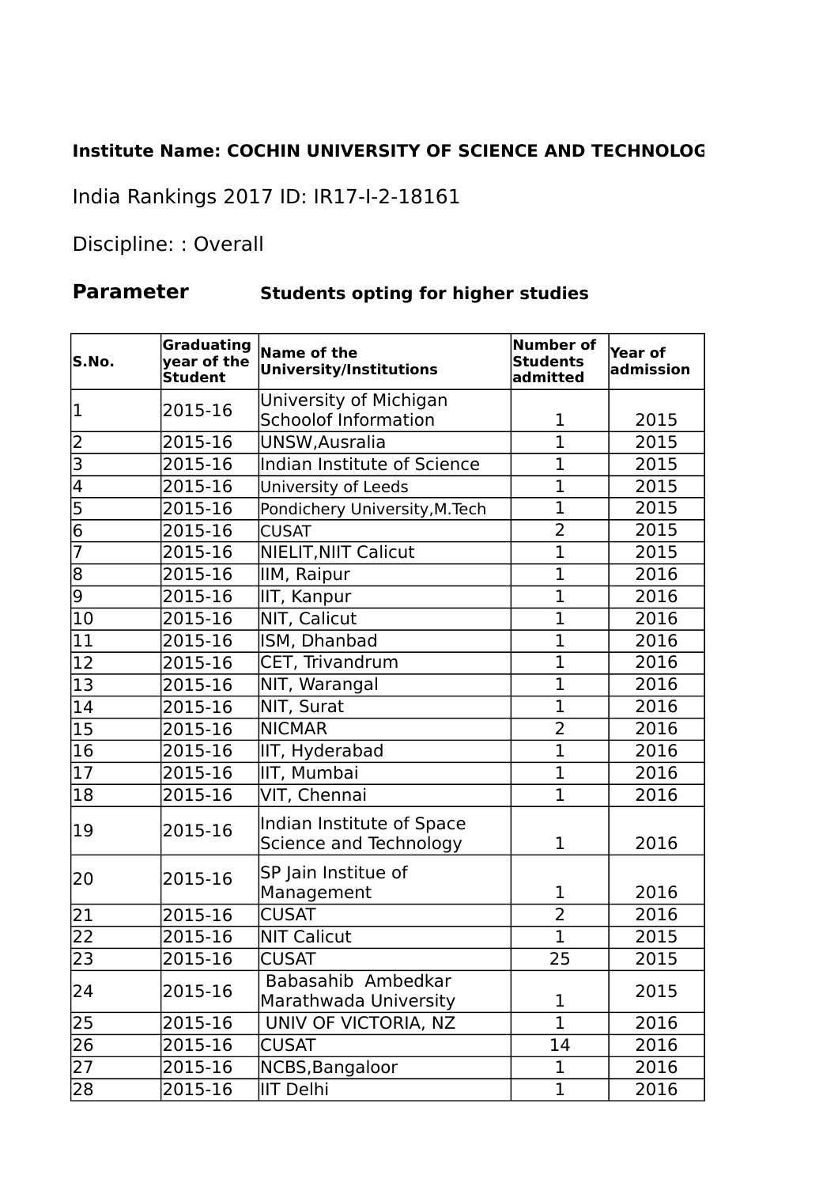**Institute Name: COCHIN UNIVERSITY OF SCIENCE AND TECHNOLOG**

India Rankings 2017 ID: IR17-I-2-18161

Discipline: : Overall

**Parameter** **Students opting for higher studies**

| S.No. | Graduating year of the Student | Name of the University/Institutions | Number of Students admitted | Year of admission |
|---|---|---|---|---|
| 1 | 2015-16 | University of Michigan Schoolof Information | 1 | 2015 |
| 2 | 2015-16 | UNSW,Ausralia | 1 | 2015 |
| 3 | 2015-16 | Indian Institute of Science | 1 | 2015 |
| 4 | 2015-16 | University of Leeds | 1 | 2015 |
| 5 | 2015-16 | Pondichery University,M.Tech | 1 | 2015 |
| 6 | 2015-16 | CUSAT | 2 | 2015 |
| 7 | 2015-16 | NIELIT,NIIT Calicut | 1 | 2015 |
| 8 | 2015-16 | IIM, Raipur | 1 | 2016 |
| 9 | 2015-16 | IIT, Kanpur | 1 | 2016 |
| 10 | 2015-16 | NIT, Calicut | 1 | 2016 |
| 11 | 2015-16 | ISM, Dhanbad | 1 | 2016 |
| 12 | 2015-16 | CET, Trivandrum | 1 | 2016 |
| 13 | 2015-16 | NIT, Warangal | 1 | 2016 |
| 14 | 2015-16 | NIT, Surat | 1 | 2016 |
| 15 | 2015-16 | NICMAR | 2 | 2016 |
| 16 | 2015-16 | IIT, Hyderabad | 1 | 2016 |
| 17 | 2015-16 | IIT, Mumbai | 1 | 2016 |
| 18 | 2015-16 | VIT, Chennai | 1 | 2016 |
| 19 | 2015-16 | Indian Institute of Space Science and Technology | 1 | 2016 |
| 20 | 2015-16 | SP Jain Institue of Management | 1 | 2016 |
| 21 | 2015-16 | CUSAT | 2 | 2016 |
| 22 | 2015-16 | NIT Calicut | 1 | 2015 |
| 23 | 2015-16 | CUSAT | 25 | 2015 |
| 24 | 2015-16 | Babasahib Ambedkar Marathwada University | 1 | 2015 |
| 25 | 2015-16 | UNIV OF VICTORIA, NZ | 1 | 2016 |
| 26 | 2015-16 | CUSAT | 14 | 2016 |
| 27 | 2015-16 | NCBS,Bangaloor | 1 | 2016 |
| 28 | 2015-16 | IIT Delhi | 1 | 2016 |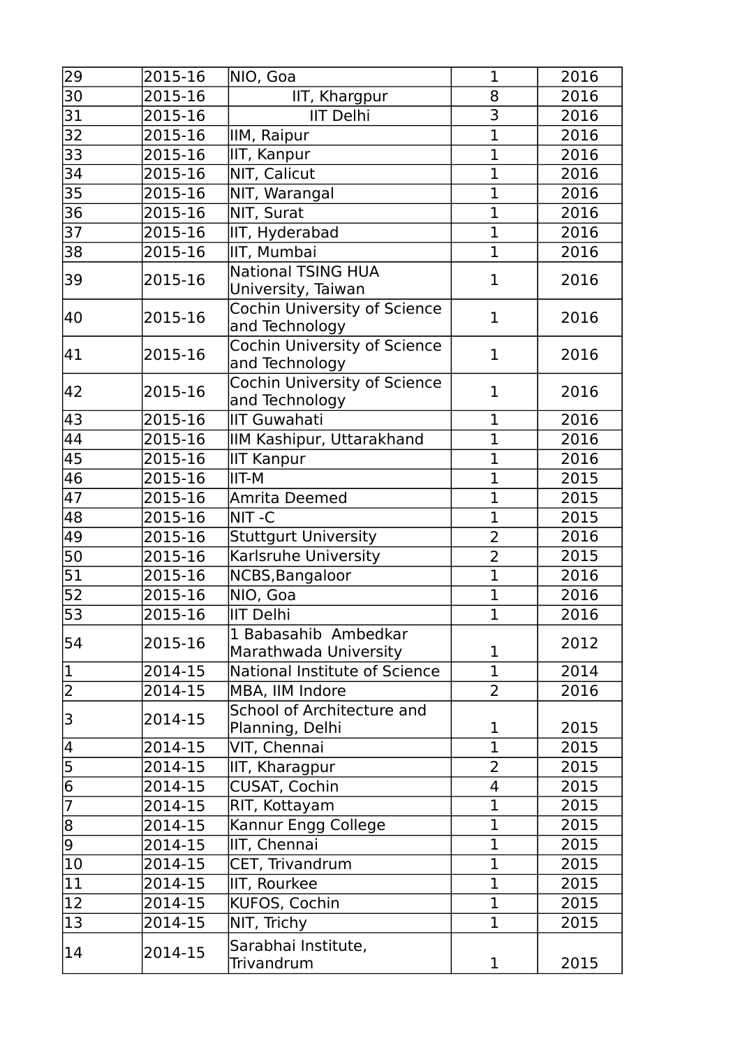| 29 | 2015-16 | NIO, Goa | 1 | 2016 |
|---|---|---|---|---|
| 30 | 2015-16 | IIT, Khargpur | 8 | 2016 |
| 31 | 2015-16 | IIT Delhi | 3 | 2016 |
| 32 | 2015-16 | IIM, Raipur | 1 | 2016 |
| 33 | 2015-16 | IIT, Kanpur | 1 | 2016 |
| 34 | 2015-16 | NIT, Calicut | 1 | 2016 |
| 35 | 2015-16 | NIT, Warangal | 1 | 2016 |
| 36 | 2015-16 | NIT, Surat | 1 | 2016 |
| 37 | 2015-16 | IIT, Hyderabad | 1 | 2016 |
| 38 | 2015-16 | IIT, Mumbai | 1 | 2016 |
| 39 | 2015-16 | National TSING HUA University, Taiwan | 1 | 2016 |
| 40 | 2015-16 | Cochin University of Science and Technology | 1 | 2016 |
| 41 | 2015-16 | Cochin University of Science and Technology | 1 | 2016 |
| 42 | 2015-16 | Cochin University of Science and Technology | 1 | 2016 |
| 43 | 2015-16 | IIT Guwahati | 1 | 2016 |
| 44 | 2015-16 | IIM Kashipur, Uttarakhand | 1 | 2016 |
| 45 | 2015-16 | IIT Kanpur | 1 | 2016 |
| 46 | 2015-16 | IIT-M | 1 | 2015 |
| 47 | 2015-16 | Amrita Deemed | 1 | 2015 |
| 48 | 2015-16 | NIT -C | 1 | 2015 |
| 49 | 2015-16 | Stuttgurt University | 2 | 2016 |
| 50 | 2015-16 | Karlsruhe University | 2 | 2015 |
| 51 | 2015-16 | NCBS,Bangaloor | 1 | 2016 |
| 52 | 2015-16 | NIO, Goa | 1 | 2016 |
| 53 | 2015-16 | IIT Delhi | 1 | 2016 |
| 54 | 2015-16 | 1 Babasahib Ambedkar Marathwada University | 1 | 2012 |
| 1 | 2014-15 | National Institute of Science | 1 | 2014 |
| 2 | 2014-15 | MBA, IIM Indore | 2 | 2016 |
| 3 | 2014-15 | School of Architecture and Planning, Delhi | 1 | 2015 |
| 4 | 2014-15 | VIT, Chennai | 1 | 2015 |
| 5 | 2014-15 | IIT, Kharagpur | 2 | 2015 |
| 6 | 2014-15 | CUSAT, Cochin | 4 | 2015 |
| 7 | 2014-15 | RIT, Kottayam | 1 | 2015 |
| 8 | 2014-15 | Kannur Engg College | 1 | 2015 |
| 9 | 2014-15 | IIT, Chennai | 1 | 2015 |
| 10 | 2014-15 | CET, Trivandrum | 1 | 2015 |
| 11 | 2014-15 | IIT, Rourkee | 1 | 2015 |
| 12 | 2014-15 | KUFOS, Cochin | 1 | 2015 |
| 13 | 2014-15 | NIT, Trichy | 1 | 2015 |
| 14 | 2014-15 | Sarabhai Institute, Trivandrum | 1 | 2015 |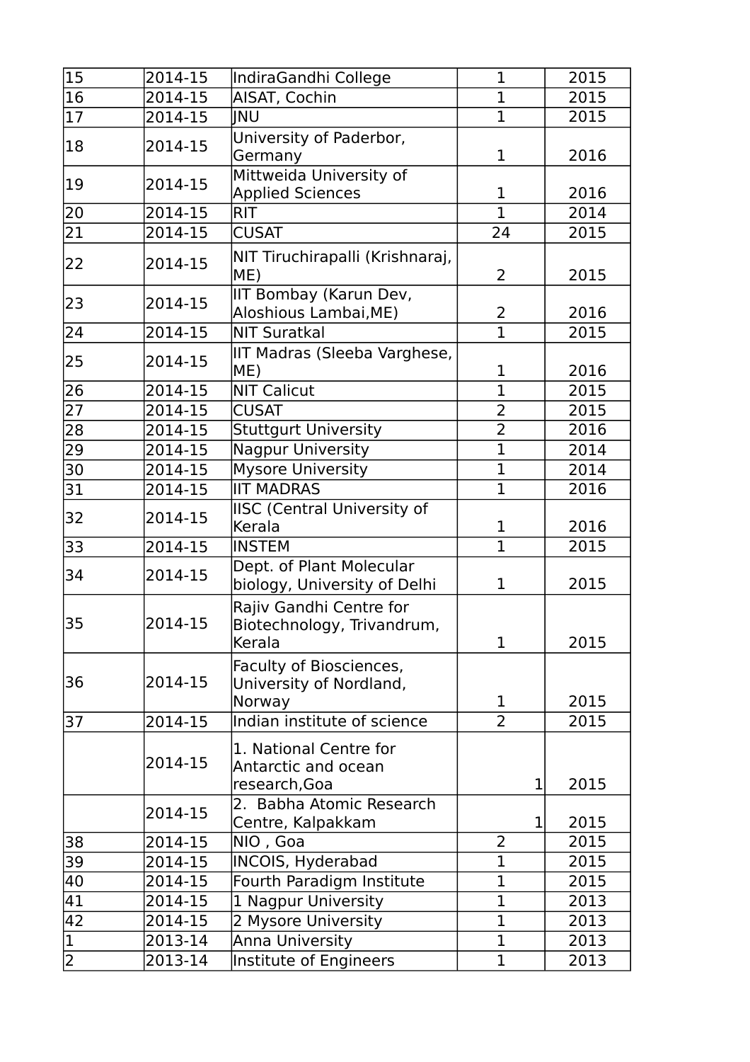| 15 | 2014-15 | IndiraGandhi College | 1 | 2015 |
|---|---|---|---|---|
| 16 | 2014-15 | AISAT, Cochin | 1 | 2015 |
| 17 | 2014-15 | JNU | 1 | 2015 |
| 18 | 2014-15 | University of Paderbor, Germany | 1 | 2016 |
| 19 | 2014-15 | Mittweida University of Applied Sciences | 1 | 2016 |
| 20 | 2014-15 | RIT | 1 | 2014 |
| 21 | 2014-15 | CUSAT | 24 | 2015 |
| 22 | 2014-15 | NIT Tiruchirapalli (Krishnaraj, ME) | 2 | 2015 |
| 23 | 2014-15 | IIT Bombay (Karun Dev, Aloshious Lambai,ME) | 2 | 2016 |
| 24 | 2014-15 | NIT Suratkal | 1 | 2015 |
| 25 | 2014-15 | IIT Madras (Sleeba Varghese, ME) | 1 | 2016 |
| 26 | 2014-15 | NIT Calicut | 1 | 2015 |
| 27 | 2014-15 | CUSAT | 2 | 2015 |
| 28 | 2014-15 | Stuttgurt University | 2 | 2016 |
| 29 | 2014-15 | Nagpur University | 1 | 2014 |
| 30 | 2014-15 | Mysore University | 1 | 2014 |
| 31 | 2014-15 | IIT MADRAS | 1 | 2016 |
| 32 | 2014-15 | IISC (Central University of Kerala | 1 | 2016 |
| 33 | 2014-15 | INSTEM | 1 | 2015 |
| 34 | 2014-15 | Dept. of Plant Molecular biology, University of Delhi | 1 | 2015 |
| 35 | 2014-15 | Rajiv Gandhi Centre for Biotechnology, Trivandrum, Kerala | 1 | 2015 |
| 36 | 2014-15 | Faculty of Biosciences, University of Nordland, Norway | 1 | 2015 |
| 37 | 2014-15 | Indian institute of science | 2 | 2015 |
| | 2014-15 | 1. National Centre for Antarctic and ocean research,Goa | 1 | 2015 |
| | 2014-15 | 2. Babha Atomic Research Centre, Kalpakkam | 1 | 2015 |
| 38 | 2014-15 | NIO , Goa | 2 | 2015 |
| 39 | 2014-15 | INCOIS, Hyderabad | 1 | 2015 |
| 40 | 2014-15 | Fourth Paradigm Institute | 1 | 2015 |
| 41 | 2014-15 | 1 Nagpur University | 1 | 2013 |
| 42 | 2014-15 | 2 Mysore University | 1 | 2013 |
| 1 | 2013-14 | Anna University | 1 | 2013 |
| 2 | 2013-14 | Institute of Engineers | 1 | 2013 |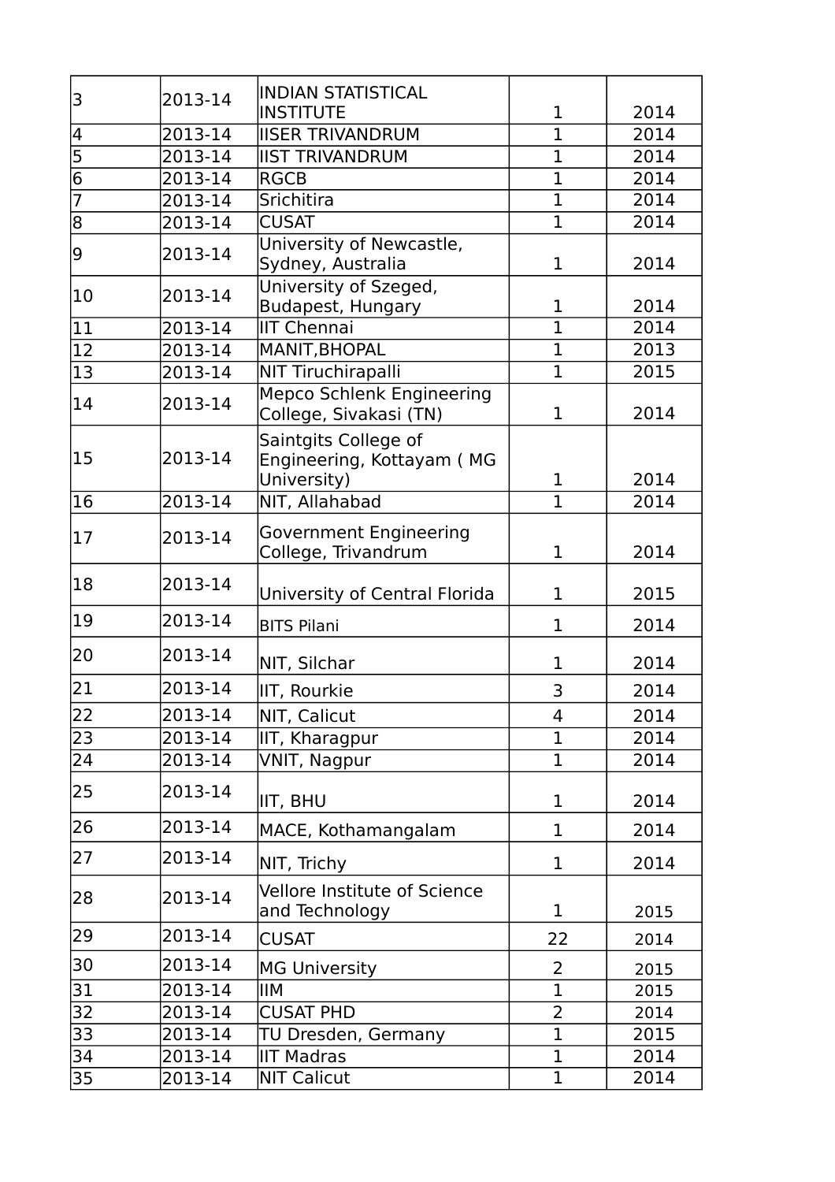| | | | | |
|---|---|---|---|---|
| 3 | 2013-14 | INDIAN STATISTICAL INSTITUTE | 1 | 2014 |
| 4 | 2013-14 | IISER TRIVANDRUM | 1 | 2014 |
| 5 | 2013-14 | IIST TRIVANDRUM | 1 | 2014 |
| 6 | 2013-14 | RGCB | 1 | 2014 |
| 7 | 2013-14 | Srichitira | 1 | 2014 |
| 8 | 2013-14 | CUSAT | 1 | 2014 |
| 9 | 2013-14 | University of Newcastle, Sydney, Australia | 1 | 2014 |
| 10 | 2013-14 | University of Szeged, Budapest, Hungary | 1 | 2014 |
| 11 | 2013-14 | IIT Chennai | 1 | 2014 |
| 12 | 2013-14 | MANIT,BHOPAL | 1 | 2013 |
| 13 | 2013-14 | NIT Tiruchirapalli | 1 | 2015 |
| 14 | 2013-14 | Mepco Schlenk Engineering College, Sivakasi (TN) | 1 | 2014 |
| 15 | 2013-14 | Saintgits College of Engineering, Kottayam ( MG University) | 1 | 2014 |
| 16 | 2013-14 | NIT, Allahabad | 1 | 2014 |
| 17 | 2013-14 | Government Engineering College, Trivandrum | 1 | 2014 |
| 18 | 2013-14 | University of Central Florida | 1 | 2015 |
| 19 | 2013-14 | BITS Pilani | 1 | 2014 |
| 20 | 2013-14 | NIT, Silchar | 1 | 2014 |
| 21 | 2013-14 | IIT, Rourkie | 3 | 2014 |
| 22 | 2013-14 | NIT, Calicut | 4 | 2014 |
| 23 | 2013-14 | IIT, Kharagpur | 1 | 2014 |
| 24 | 2013-14 | VNIT, Nagpur | 1 | 2014 |
| 25 | 2013-14 | IIT, BHU | 1 | 2014 |
| 26 | 2013-14 | MACE, Kothamangalam | 1 | 2014 |
| 27 | 2013-14 | NIT, Trichy | 1 | 2014 |
| 28 | 2013-14 | Vellore Institute of Science and Technology | 1 | 2015 |
| 29 | 2013-14 | CUSAT | 22 | 2014 |
| 30 | 2013-14 | MG University | 2 | 2015 |
| 31 | 2013-14 | IIM | 1 | 2015 |
| 32 | 2013-14 | CUSAT PHD | 2 | 2014 |
| 33 | 2013-14 | TU Dresden, Germany | 1 | 2015 |
| 34 | 2013-14 | IIT Madras | 1 | 2014 |
| 35 | 2013-14 | NIT Calicut | 1 | 2014 |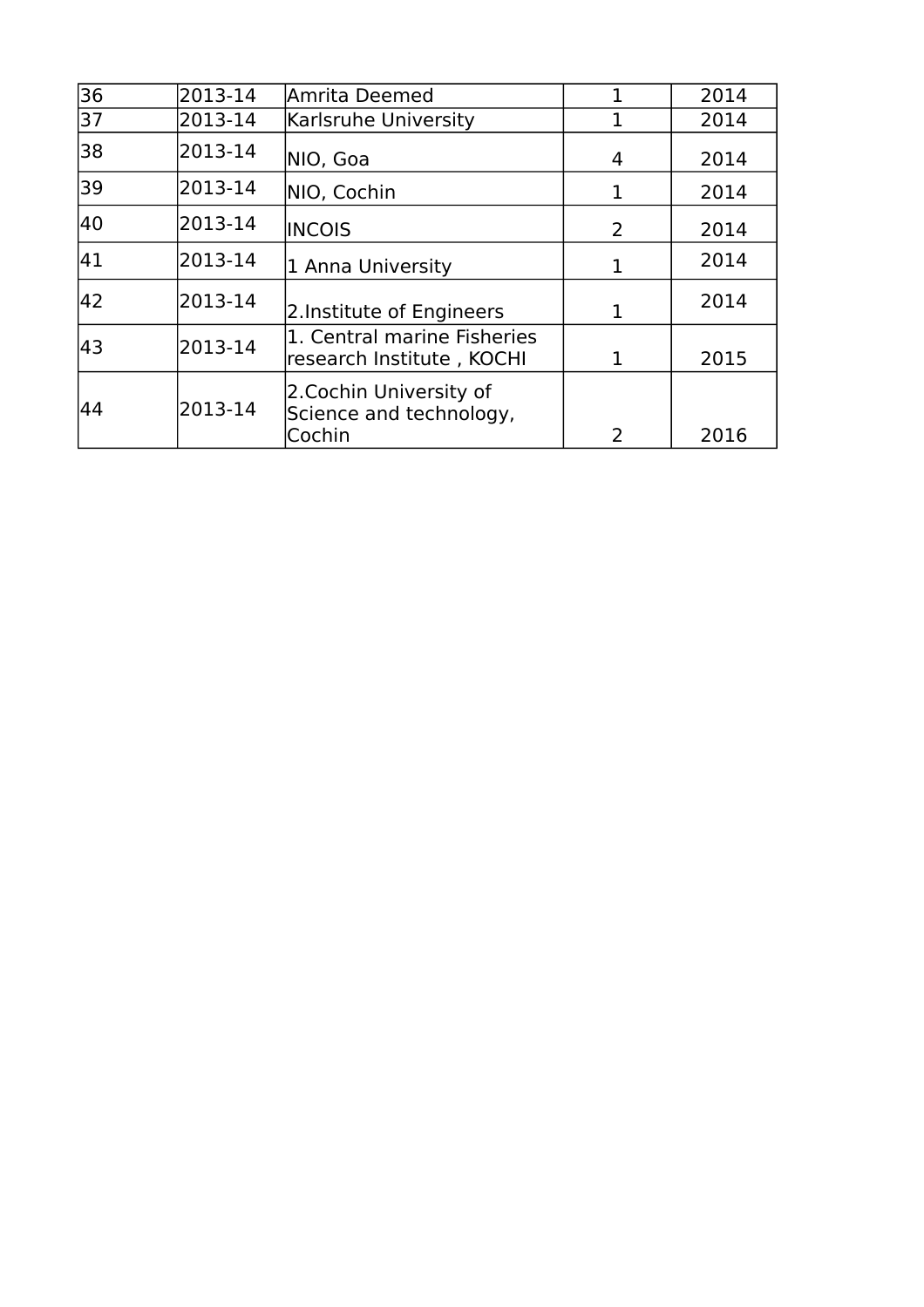| 36 | 2013-14 | Amrita Deemed | 1 | 2014 |
|---|---|---|---|---|
| 37 | 2013-14 | Karlsruhe University | 1 | 2014 |
| 38 | 2013-14 | NIO, Goa | 4 | 2014 |
| 39 | 2013-14 | NIO, Cochin | 1 | 2014 |
| 40 | 2013-14 | INCOIS | 2 | 2014 |
| 41 | 2013-14 | 1 Anna University | 1 | 2014 |
| 42 | 2013-14 | 2.Institute of Engineers | 1 | 2014 |
| 43 | 2013-14 | 1. Central marine Fisheries research Institute , KOCHI | 1 | 2015 |
| 44 | 2013-14 | 2.Cochin University of Science and technology, Cochin | 2 | 2016 |